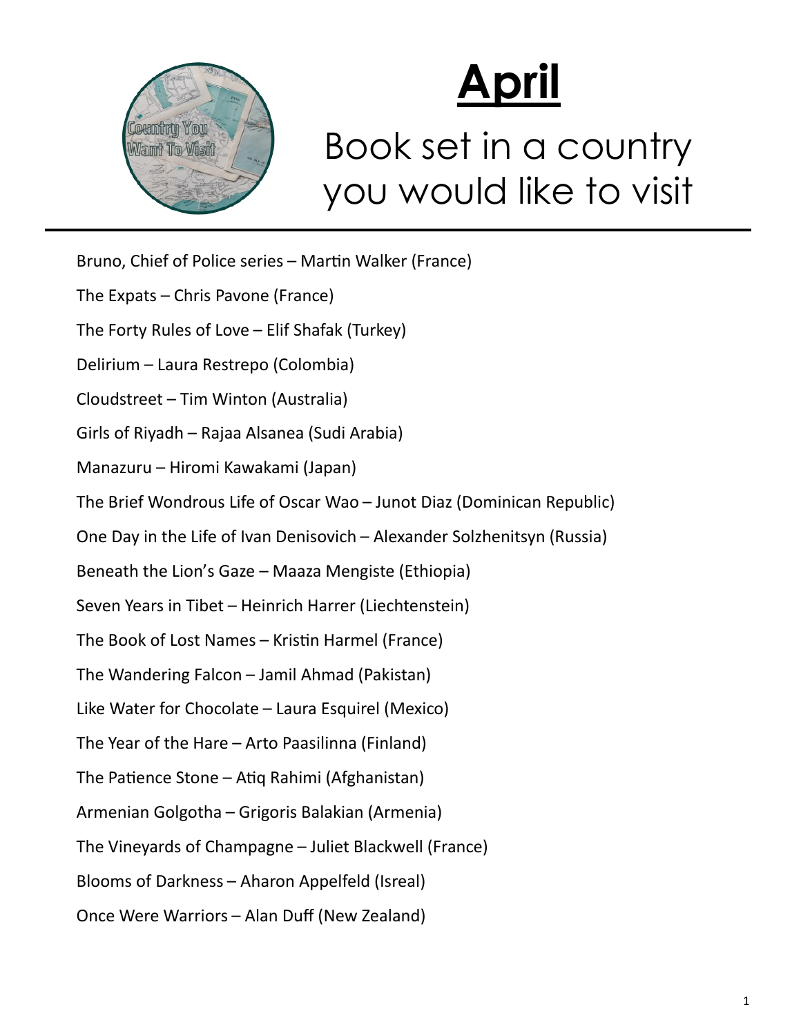# April

## Book set in a country you would like to visit

---

Bruno, Chief of Police series – Martin Walker (France)

The Expats – Chris Pavone (France)

The Forty Rules of Love – Elif Shafak (Turkey)

Delirium – Laura Restrepo (Colombia)

Cloudstreet – Tim Winton (Australia)

Girls of Riyadh – Rajaa Alsanea (Sudi Arabia)

Manazuru – Hiromi Kawakami (Japan)

The Brief Wondrous Life of Oscar Wao – Junot Diaz (Dominican Republic)

One Day in the Life of Ivan Denisovich – Alexander Solzhenitsyn (Russia)

Beneath the Lion's Gaze – Maaza Mengiste (Ethiopia)

Seven Years in Tibet – Heinrich Harrer (Liechtenstein)

The Book of Lost Names – Kristin Harmel (France)

The Wandering Falcon – Jamil Ahmad (Pakistan)

Like Water for Chocolate – Laura Esquirel (Mexico)

The Year of the Hare – Arto Paasilinna (Finland)

The Patience Stone – Atiq Rahimi (Afghanistan)

Armenian Golgotha – Grigoris Balakian (Armenia)

The Vineyards of Champagne – Juliet Blackwell (France)

Blooms of Darkness – Aharon Appelfeld (Isreal)

Once Were Warriors – Alan Duff (New Zealand)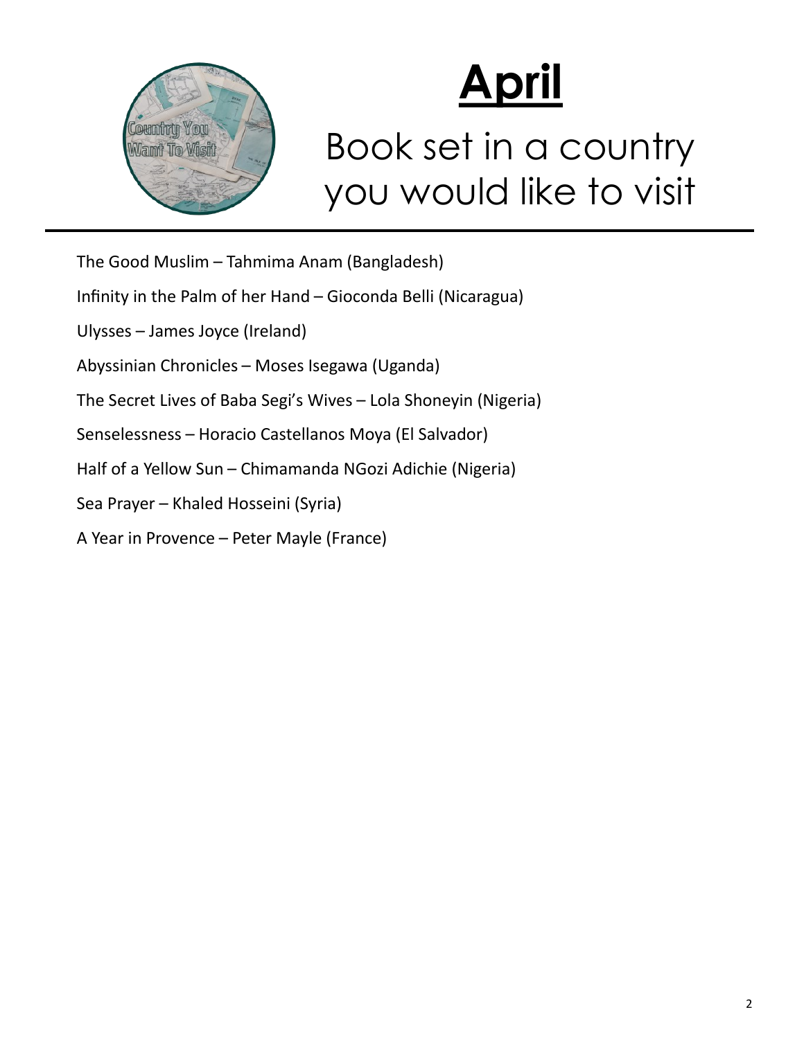# April

## Book set in a country you would like to visit

The Good Muslim – Tahmima Anam (Bangladesh)

Infinity in the Palm of her Hand – Gioconda Belli (Nicaragua)

Ulysses – James Joyce (Ireland)

Abyssinian Chronicles – Moses Isegawa (Uganda)

The Secret Lives of Baba Segi's Wives – Lola Shoneyin (Nigeria)

Senselessness – Horacio Castellanos Moya (El Salvador)

Half of a Yellow Sun – Chimamanda NGozi Adichie (Nigeria)

Sea Prayer – Khaled Hosseini (Syria)

A Year in Provence – Peter Mayle (France)